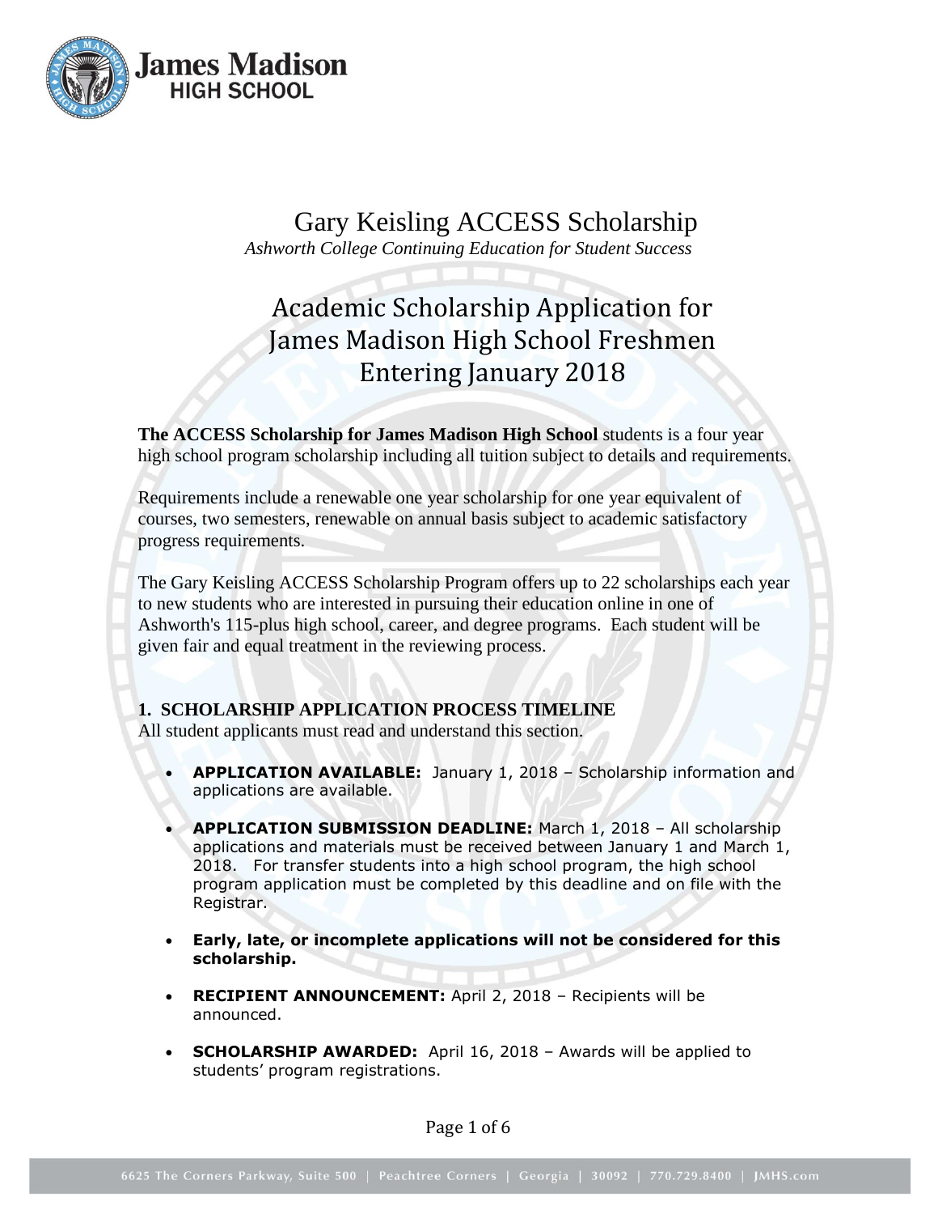**James Madison**
**HIGH SCHOOL**

# Gary Keisling ACCESS Scholarship

*Ashworth College Continuing Education for Student Success*

## Academic Scholarship Application for James Madison High School Freshmen Entering January 2018

**The ACCESS Scholarship for James Madison High School** students is a four year high school program scholarship including all tuition subject to details and requirements.

Requirements include a renewable one year scholarship for one year equivalent of courses, two semesters, renewable on annual basis subject to academic satisfactory progress requirements.

The Gary Keisling ACCESS Scholarship Program offers up to 22 scholarships each year to new students who are interested in pursuing their education online in one of Ashworth's 115-plus high school, career, and degree programs. Each student will be given fair and equal treatment in the reviewing process.

### 1. SCHOLARSHIP APPLICATION PROCESS TIMELINE

All student applicants must read and understand this section.

- **APPLICATION AVAILABLE:** January 1, 2018 – Scholarship information and applications are available.
- **APPLICATION SUBMISSION DEADLINE:** March 1, 2018 – All scholarship applications and materials must be received between January 1 and March 1, 2018. For transfer students into a high school program, the high school program application must be completed by this deadline and on file with the Registrar.
- **Early, late, or incomplete applications will not be considered for this scholarship.**
- **RECIPIENT ANNOUNCEMENT:** April 2, 2018 – Recipients will be announced.
- **SCHOLARSHIP AWARDED:** April 16, 2018 – Awards will be applied to students' program registrations.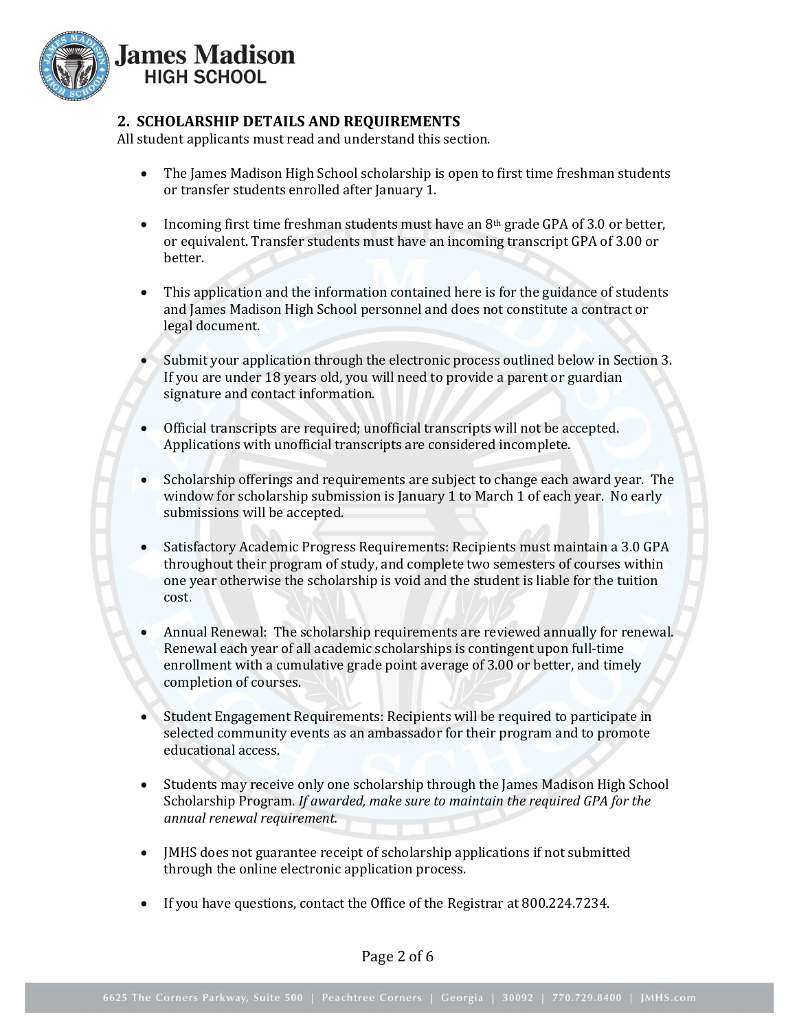## 2. SCHOLARSHIP DETAILS AND REQUIREMENTS

All student applicants must read and understand this section.

- The James Madison High School scholarship is open to first time freshman students or transfer students enrolled after January 1.

- Incoming first time freshman students must have an 8th grade GPA of 3.0 or better, or equivalent. Transfer students must have an incoming transcript GPA of 3.00 or better.

- This application and the information contained here is for the guidance of students and James Madison High School personnel and does not constitute a contract or legal document.

- Submit your application through the electronic process outlined below in Section 3. If you are under 18 years old, you will need to provide a parent or guardian signature and contact information.

- Official transcripts are required; unofficial transcripts will not be accepted. Applications with unofficial transcripts are considered incomplete.

- Scholarship offerings and requirements are subject to change each award year. The window for scholarship submission is January 1 to March 1 of each year. No early submissions will be accepted.

- Satisfactory Academic Progress Requirements: Recipients must maintain a 3.0 GPA throughout their program of study, and complete two semesters of courses within one year otherwise the scholarship is void and the student is liable for the tuition cost.

- Annual Renewal: The scholarship requirements are reviewed annually for renewal. Renewal each year of all academic scholarships is contingent upon full-time enrollment with a cumulative grade point average of 3.00 or better, and timely completion of courses.

- Student Engagement Requirements: Recipients will be required to participate in selected community events as an ambassador for their program and to promote educational access.

- Students may receive only one scholarship through the James Madison High School Scholarship Program. *If awarded, make sure to maintain the required GPA for the annual renewal requirement.*

- JMHS does not guarantee receipt of scholarship applications if not submitted through the online electronic application process.

- If you have questions, contact the Office of the Registrar at 800.224.7234.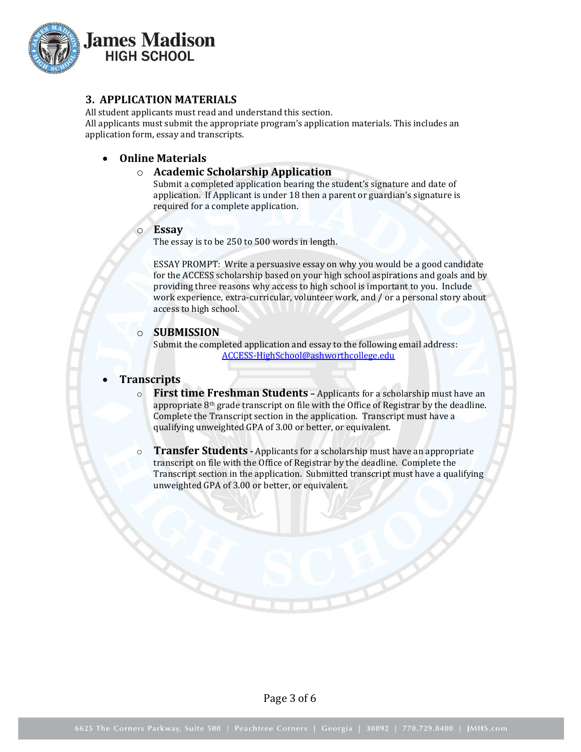## 3. APPLICATION MATERIALS

All student applicants must read and understand this section.
All applicants must submit the appropriate program's application materials. This includes an application form, essay and transcripts.

- **Online Materials**
  - **Academic Scholarship Application**
    Submit a completed application bearing the student's signature and date of application. If Applicant is under 18 then a parent or guardian's signature is required for a complete application.
  - **Essay**
    The essay is to be 250 to 500 words in length.

    ESSAY PROMPT: Write a persuasive essay on why you would be a good candidate for the ACCESS scholarship based on your high school aspirations and goals and by providing three reasons why access to high school is important to you. Include work experience, extra-curricular, volunteer work, and / or a personal story about access to high school.
  - **SUBMISSION**
    Submit the completed application and essay to the following email address:
    ACCESS-HighSchool@ashworthcollege.edu

- **Transcripts**
  - **First time Freshman Students** – Applicants for a scholarship must have an appropriate 8th grade transcript on file with the Office of Registrar by the deadline. Complete the Transcript section in the application. Transcript must have a qualifying unweighted GPA of 3.00 or better, or equivalent.
  - **Transfer Students** - Applicants for a scholarship must have an appropriate transcript on file with the Office of Registrar by the deadline. Complete the Transcript section in the application. Submitted transcript must have a qualifying unweighted GPA of 3.00 or better, or equivalent.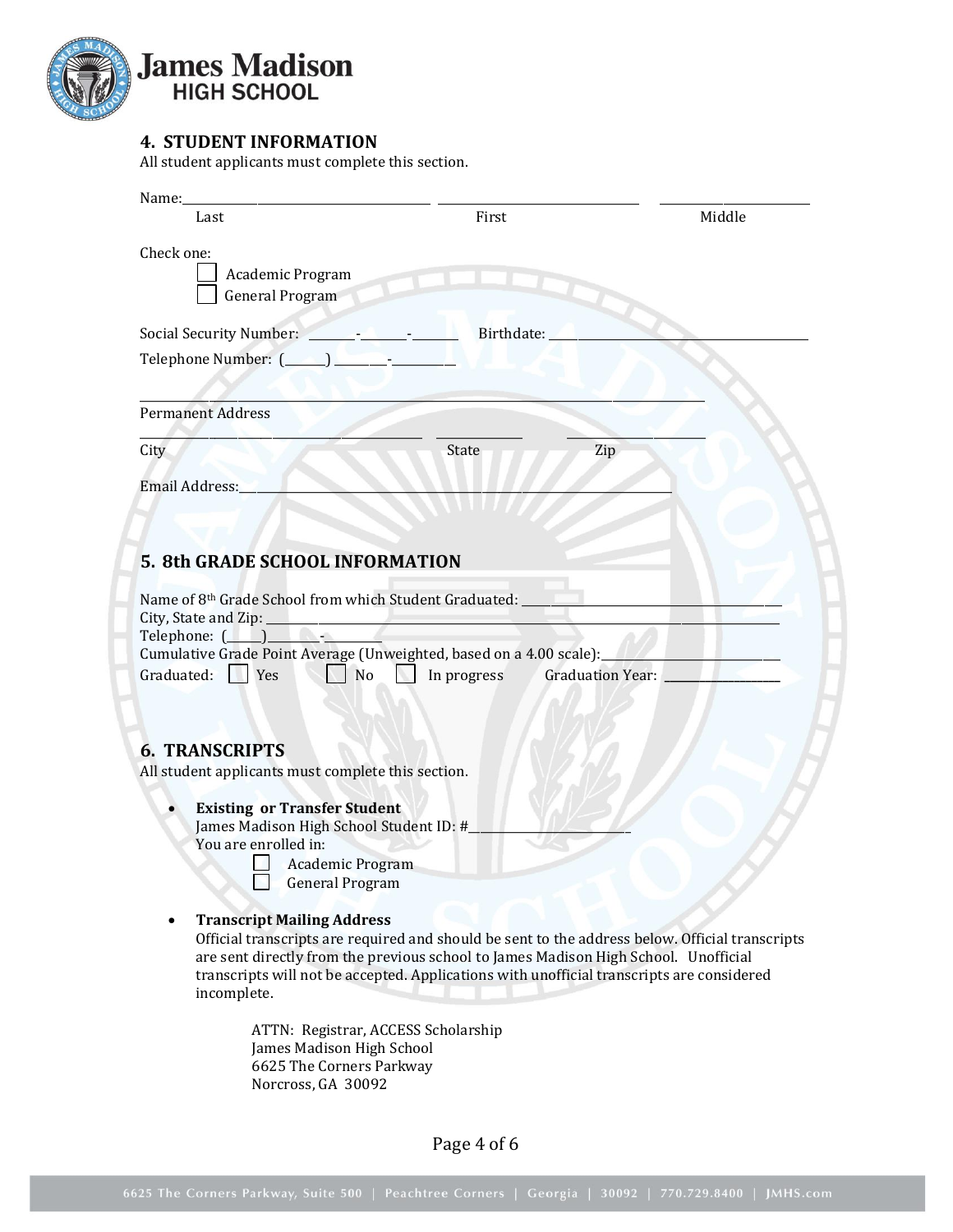## 4. STUDENT INFORMATION

All student applicants must complete this section.

Name:______________________________ ______________________________ ____________________
Last First Middle

Check one:

- ☐ Academic Program
- ☐ General Program

Social Security Number: _______-_______-_______ Birthdate: ______________________________

Telephone Number: (______) ________-__________

__________________________________________________________________________________
Permanent Address

______________________________ ____________ ________________
City State Zip

Email Address:______________________________________________________________

## 5. 8th GRADE SCHOOL INFORMATION

Name of 8th Grade School from which Student Graduated: ______________________________
City, State and Zip: __________________________________________________________
Telephone: (_____)________-_________
Cumulative Grade Point Average (Unweighted, based on a 4.00 scale):____________________
Graduated: ☐ Yes ☐ No ☐ In progress Graduation Year: ______________

## 6. TRANSCRIPTS

All student applicants must complete this section.

- **Existing or Transfer Student**
  James Madison High School Student ID: #_______________________
  You are enrolled in:
  - ☐ Academic Program
  - ☐ General Program

- **Transcript Mailing Address**
  Official transcripts are required and should be sent to the address below. Official transcripts are sent directly from the previous school to James Madison High School. Unofficial transcripts will not be accepted. Applications with unofficial transcripts are considered incomplete.

  ATTN: Registrar, ACCESS Scholarship
  James Madison High School
  6625 The Corners Parkway
  Norcross, GA 30092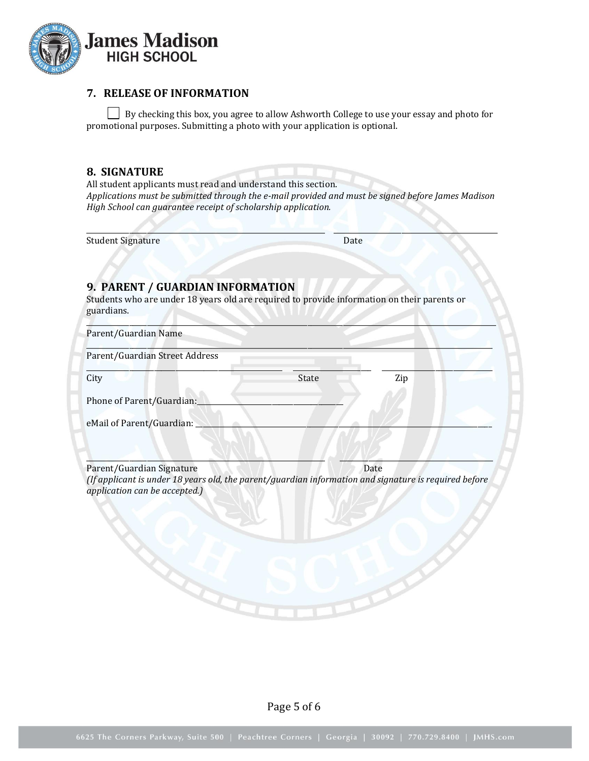## 7. RELEASE OF INFORMATION

☐ By checking this box, you agree to allow Ashworth College to use your essay and photo for promotional purposes. Submitting a photo with your application is optional.

## 8. SIGNATURE

All student applicants must read and understand this section.

*Applications must be submitted through the e-mail provided and must be signed before James Madison High School can guarantee receipt of scholarship application.*

\_\_\_\_\_\_\_\_\_\_\_\_\_\_\_\_\_\_\_\_\_\_\_\_\_\_\_\_\_\_\_\_\_\_\_\_\_\_\_\_ \_\_\_\_\_\_\_\_\_\_\_\_\_\_\_\_\_\_\_\_\_\_\_\_\_\_\_\_

Student Signature Date

## 9. PARENT / GUARDIAN INFORMATION

Students who are under 18 years old are required to provide information on their parents or guardians.

\_\_\_\_\_\_\_\_\_\_\_\_\_\_\_\_\_\_\_\_\_\_\_\_\_\_\_\_\_\_\_\_\_\_\_\_\_\_\_\_\_\_\_\_\_\_\_\_\_\_\_\_\_\_\_\_\_\_\_\_\_\_\_\_\_\_

Parent/Guardian Name

\_\_\_\_\_\_\_\_\_\_\_\_\_\_\_\_\_\_\_\_\_\_\_\_\_\_\_\_\_\_\_\_\_\_\_\_\_\_\_\_\_\_\_\_\_\_\_\_\_\_\_\_\_\_\_\_\_\_\_\_\_\_\_\_\_\_

Parent/Guardian Street Address

\_\_\_\_\_\_\_\_\_\_\_\_\_\_\_\_\_\_\_\_\_\_\_\_\_\_\_\_\_\_\_\_ \_\_\_\_\_\_\_\_\_\_\_\_\_\_\_ \_\_\_\_\_\_\_\_\_\_\_\_\_\_\_\_\_\_

City State Zip

Phone of Parent/Guardian:\_\_\_\_\_\_\_\_\_\_\_\_\_\_\_\_\_\_\_\_\_\_\_\_\_\_\_\_\_\_

eMail of Parent/Guardian: \_\_\_\_\_\_\_\_\_\_\_\_\_\_\_\_\_\_\_\_\_\_\_\_\_\_\_\_\_\_\_\_\_\_\_\_\_\_\_\_\_\_\_\_\_\_

\_\_\_\_\_\_\_\_\_\_\_\_\_\_\_\_\_\_\_\_\_\_\_\_\_\_\_\_\_\_\_\_\_\_\_\_\_\_\_\_ \_\_\_\_\_\_\_\_\_\_\_\_\_\_\_\_\_\_\_\_\_\_\_\_\_\_\_\_

Parent/Guardian Signature Date

*(If applicant is under 18 years old, the parent/guardian information and signature is required before application can be accepted.)*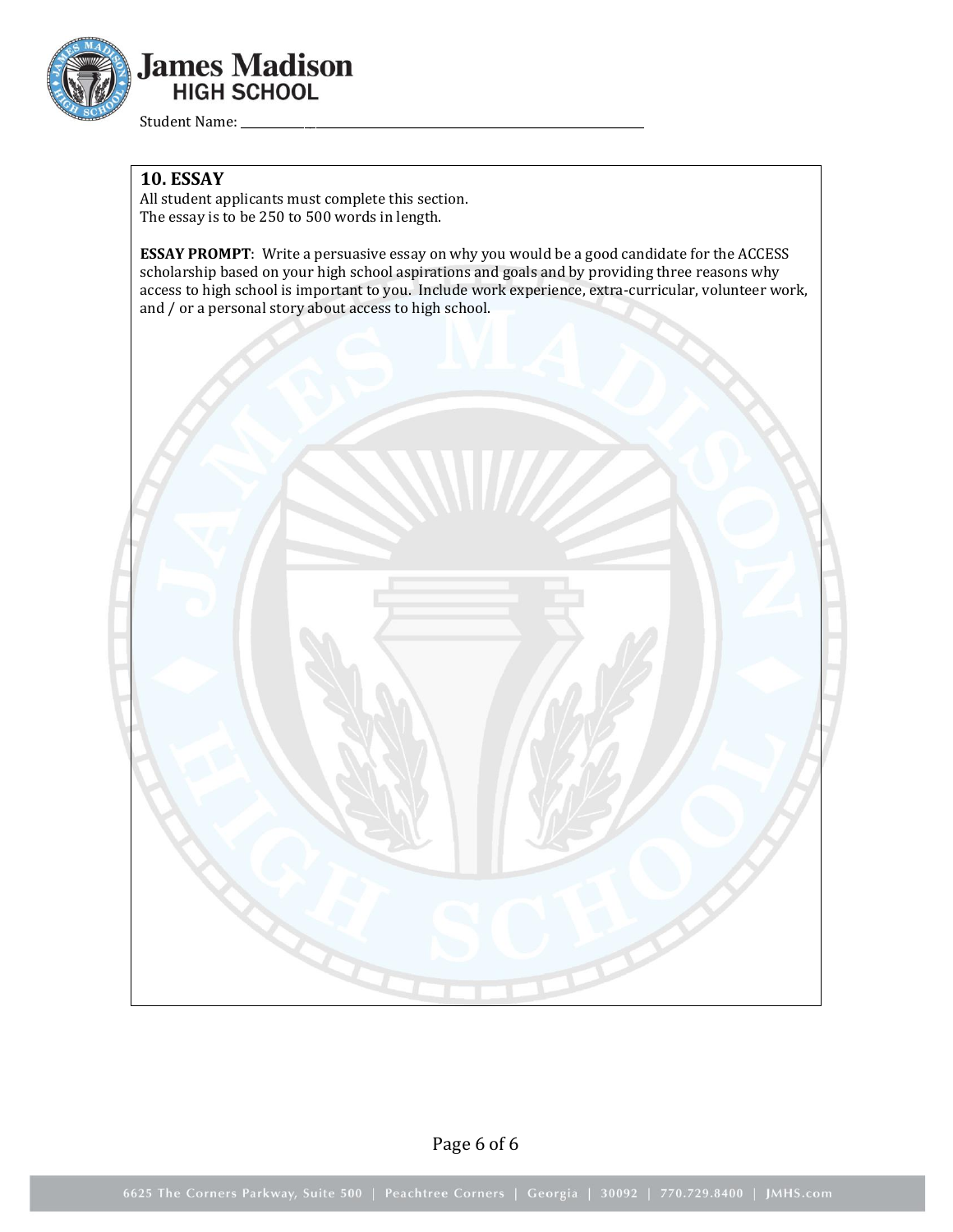Student Name: ____________________________________________________________

## 10. ESSAY

All student applicants must complete this section.
The essay is to be 250 to 500 words in length.

**ESSAY PROMPT**: Write a persuasive essay on why you would be a good candidate for the ACCESS scholarship based on your high school aspirations and goals and by providing three reasons why access to high school is important to you. Include work experience, extra-curricular, volunteer work, and / or a personal story about access to high school.